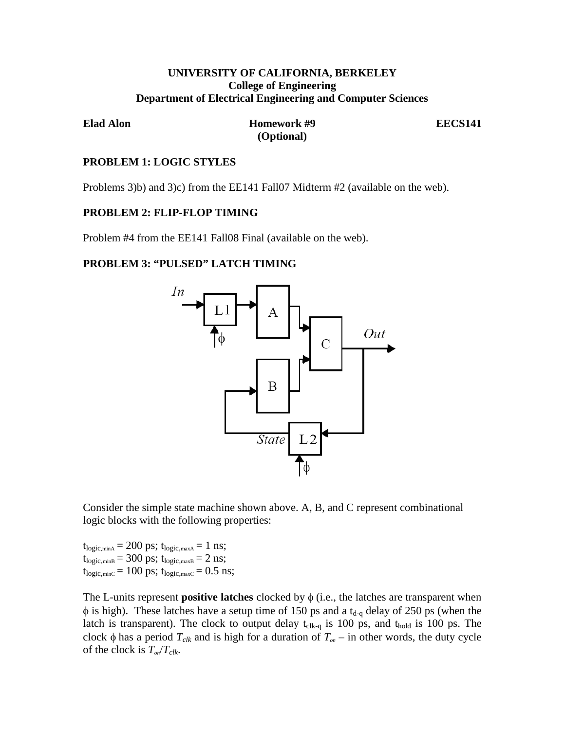**UNIVERSITY OF CALIFORNIA, BERKELEY**
**College of Engineering**
**Department of Electrical Engineering and Computer Sciences**

**Elad Alon** **Homework #9 (Optional)** **EECS141**

## PROBLEM 1: LOGIC STYLES

Problems 3)b) and 3)c) from the EE141 Fall07 Midterm #2 (available on the web).

## PROBLEM 2: FLIP-FLOP TIMING

Problem #4 from the EE141 Fall08 Final (available on the web).

## PROBLEM 3: "PULSED" LATCH TIMING

Consider the simple state machine shown above. A, B, and C represent combinational logic blocks with the following properties:

$t_{logic,minA} = 200$ ps; $t_{logic,maxA} = 1$ ns;
$t_{logic,minB} = 300$ ps; $t_{logic,maxB} = 2$ ns;
$t_{logic,minC} = 100$ ps; $t_{logic,maxC} = 0.5$ ns;

The L-units represent **positive latches** clocked by $\phi$ (i.e., the latches are transparent when $\phi$ is high). These latches have a setup time of 150 ps and a $t_{d-q}$ delay of 250 ps (when the latch is transparent). The clock to output delay $t_{clk-q}$ is 100 ps, and $t_{hold}$ is 100 ps. The clock $\phi$ has a period $T_{clk}$ and is high for a duration of $T_{on}$ – in other words, the duty cycle of the clock is $T_{on}/T_{clk}$.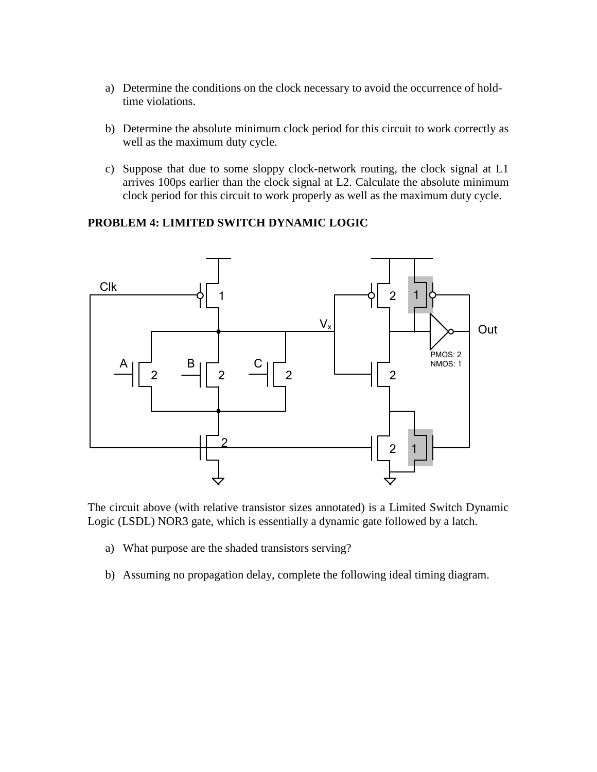a) Determine the conditions on the clock necessary to avoid the occurrence of hold-time violations.

b) Determine the absolute minimum clock period for this circuit to work correctly as well as the maximum duty cycle.

c) Suppose that due to some sloppy clock-network routing, the clock signal at L1 arrives 100ps earlier than the clock signal at L2. Calculate the absolute minimum clock period for this circuit to work properly as well as the maximum duty cycle.

**PROBLEM 4: LIMITED SWITCH DYNAMIC LOGIC**

The circuit above (with relative transistor sizes annotated) is a Limited Switch Dynamic Logic (LSDL) NOR3 gate, which is essentially a dynamic gate followed by a latch.

a) What purpose are the shaded transistors serving?

b) Assuming no propagation delay, complete the following ideal timing diagram.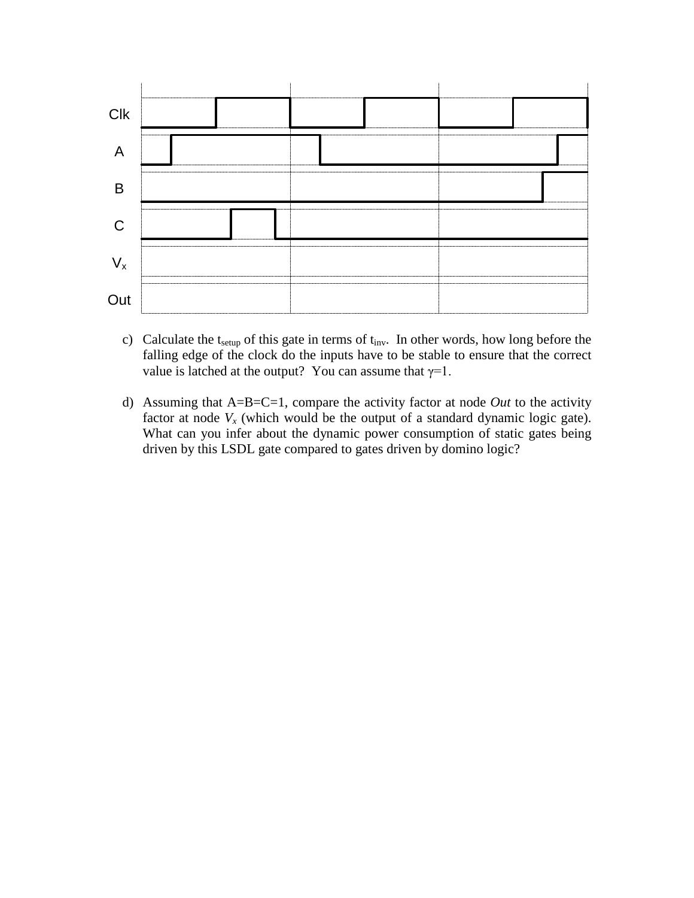Clk

A

B

C

$V_x$

Out

c) Calculate the $t_{setup}$ of this gate in terms of $t_{inv}$. In other words, how long before the falling edge of the clock do the inputs have to be stable to ensure that the correct value is latched at the output? You can assume that $\gamma$=1.

d) Assuming that A=B=C=1, compare the activity factor at node *Out* to the activity factor at node $V_x$ (which would be the output of a standard dynamic logic gate). What can you infer about the dynamic power consumption of static gates being driven by this LSDL gate compared to gates driven by domino logic?